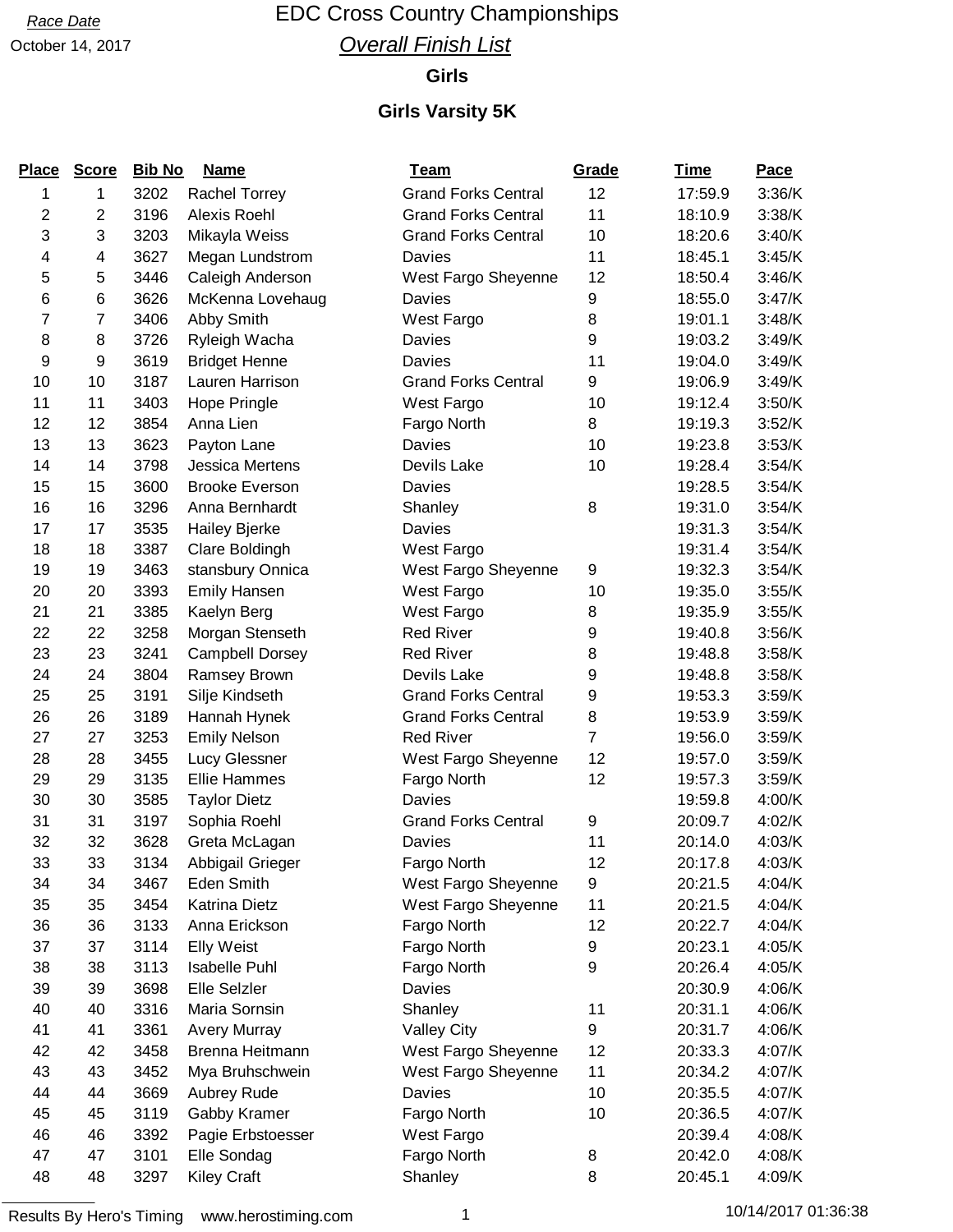Race Date

October 14, 2017

# EDC Cross Country Championships

## Overall Finish List

### Girls

### Girls Varsity 5K

| Place | Score | Bib No | Name | Team | Grade | Time | Pace |
|---|---|---|---|---|---|---|---|
| 1 | 1 | 3202 | Rachel Torrey | Grand Forks Central | 12 | 17:59.9 | 3:36/K |
| 2 | 2 | 3196 | Alexis Roehl | Grand Forks Central | 11 | 18:10.9 | 3:38/K |
| 3 | 3 | 3203 | Mikayla Weiss | Grand Forks Central | 10 | 18:20.6 | 3:40/K |
| 4 | 4 | 3627 | Megan Lundstrom | Davies | 11 | 18:45.1 | 3:45/K |
| 5 | 5 | 3446 | Caleigh Anderson | West Fargo Sheyenne | 12 | 18:50.4 | 3:46/K |
| 6 | 6 | 3626 | McKenna Lovehaug | Davies | 9 | 18:55.0 | 3:47/K |
| 7 | 7 | 3406 | Abby Smith | West Fargo | 8 | 19:01.1 | 3:48/K |
| 8 | 8 | 3726 | Ryleigh Wacha | Davies | 9 | 19:03.2 | 3:49/K |
| 9 | 9 | 3619 | Bridget Henne | Davies | 11 | 19:04.0 | 3:49/K |
| 10 | 10 | 3187 | Lauren Harrison | Grand Forks Central | 9 | 19:06.9 | 3:49/K |
| 11 | 11 | 3403 | Hope Pringle | West Fargo | 10 | 19:12.4 | 3:50/K |
| 12 | 12 | 3854 | Anna Lien | Fargo North | 8 | 19:19.3 | 3:52/K |
| 13 | 13 | 3623 | Payton Lane | Davies | 10 | 19:23.8 | 3:53/K |
| 14 | 14 | 3798 | Jessica Mertens | Devils Lake | 10 | 19:28.4 | 3:54/K |
| 15 | 15 | 3600 | Brooke Everson | Davies | | 19:28.5 | 3:54/K |
| 16 | 16 | 3296 | Anna Bernhardt | Shanley | 8 | 19:31.0 | 3:54/K |
| 17 | 17 | 3535 | Hailey Bjerke | Davies | | 19:31.3 | 3:54/K |
| 18 | 18 | 3387 | Clare Boldingh | West Fargo | | 19:31.4 | 3:54/K |
| 19 | 19 | 3463 | stansbury Onnica | West Fargo Sheyenne | 9 | 19:32.3 | 3:54/K |
| 20 | 20 | 3393 | Emily Hansen | West Fargo | 10 | 19:35.0 | 3:55/K |
| 21 | 21 | 3385 | Kaelyn Berg | West Fargo | 8 | 19:35.9 | 3:55/K |
| 22 | 22 | 3258 | Morgan Stenseth | Red River | 9 | 19:40.8 | 3:56/K |
| 23 | 23 | 3241 | Campbell Dorsey | Red River | 8 | 19:48.8 | 3:58/K |
| 24 | 24 | 3804 | Ramsey Brown | Devils Lake | 9 | 19:48.8 | 3:58/K |
| 25 | 25 | 3191 | Silje Kindseth | Grand Forks Central | 9 | 19:53.3 | 3:59/K |
| 26 | 26 | 3189 | Hannah Hynek | Grand Forks Central | 8 | 19:53.9 | 3:59/K |
| 27 | 27 | 3253 | Emily Nelson | Red River | 7 | 19:56.0 | 3:59/K |
| 28 | 28 | 3455 | Lucy Glessner | West Fargo Sheyenne | 12 | 19:57.0 | 3:59/K |
| 29 | 29 | 3135 | Ellie Hammes | Fargo North | 12 | 19:57.3 | 3:59/K |
| 30 | 30 | 3585 | Taylor Dietz | Davies | | 19:59.8 | 4:00/K |
| 31 | 31 | 3197 | Sophia Roehl | Grand Forks Central | 9 | 20:09.7 | 4:02/K |
| 32 | 32 | 3628 | Greta McLagan | Davies | 11 | 20:14.0 | 4:03/K |
| 33 | 33 | 3134 | Abbigail Grieger | Fargo North | 12 | 20:17.8 | 4:03/K |
| 34 | 34 | 3467 | Eden Smith | West Fargo Sheyenne | 9 | 20:21.5 | 4:04/K |
| 35 | 35 | 3454 | Katrina Dietz | West Fargo Sheyenne | 11 | 20:21.5 | 4:04/K |
| 36 | 36 | 3133 | Anna Erickson | Fargo North | 12 | 20:22.7 | 4:04/K |
| 37 | 37 | 3114 | Elly Weist | Fargo North | 9 | 20:23.1 | 4:05/K |
| 38 | 38 | 3113 | Isabelle Puhl | Fargo North | 9 | 20:26.4 | 4:05/K |
| 39 | 39 | 3698 | Elle Selzler | Davies | | 20:30.9 | 4:06/K |
| 40 | 40 | 3316 | Maria Sornsin | Shanley | 11 | 20:31.1 | 4:06/K |
| 41 | 41 | 3361 | Avery Murray | Valley City | 9 | 20:31.7 | 4:06/K |
| 42 | 42 | 3458 | Brenna Heitmann | West Fargo Sheyenne | 12 | 20:33.3 | 4:07/K |
| 43 | 43 | 3452 | Mya Bruhschwein | West Fargo Sheyenne | 11 | 20:34.2 | 4:07/K |
| 44 | 44 | 3669 | Aubrey Rude | Davies | 10 | 20:35.5 | 4:07/K |
| 45 | 45 | 3119 | Gabby Kramer | Fargo North | 10 | 20:36.5 | 4:07/K |
| 46 | 46 | 3392 | Pagie Erbstoesser | West Fargo | | 20:39.4 | 4:08/K |
| 47 | 47 | 3101 | Elle Sondag | Fargo North | 8 | 20:42.0 | 4:08/K |
| 48 | 48 | 3297 | Kiley Craft | Shanley | 8 | 20:45.1 | 4:09/K |

Results By Hero's Timing www.herostiming.com

10/14/2017 01:36:38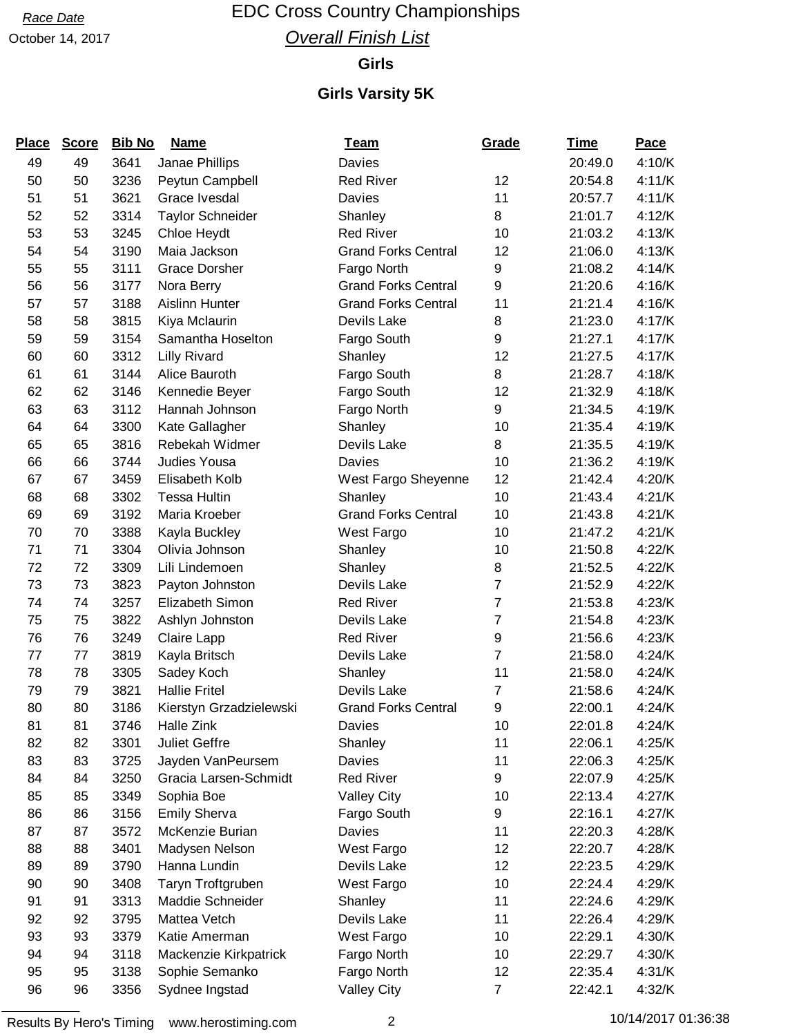Race Date

October 14, 2017

# EDC Cross Country Championships

## *Overall Finish List*

### Girls

### Girls Varsity 5K

| Place | Score | Bib No | Name | Team | Grade | Time | Pace |
|---|---|---|---|---|---|---|---|
| 49 | 49 | 3641 | Janae Phillips | Davies | | 20:49.0 | 4:10/K |
| 50 | 50 | 3236 | Peytun Campbell | Red River | 12 | 20:54.8 | 4:11/K |
| 51 | 51 | 3621 | Grace Ivesdal | Davies | 11 | 20:57.7 | 4:11/K |
| 52 | 52 | 3314 | Taylor Schneider | Shanley | 8 | 21:01.7 | 4:12/K |
| 53 | 53 | 3245 | Chloe Heydt | Red River | 10 | 21:03.2 | 4:13/K |
| 54 | 54 | 3190 | Maia Jackson | Grand Forks Central | 12 | 21:06.0 | 4:13/K |
| 55 | 55 | 3111 | Grace Dorsher | Fargo North | 9 | 21:08.2 | 4:14/K |
| 56 | 56 | 3177 | Nora Berry | Grand Forks Central | 9 | 21:20.6 | 4:16/K |
| 57 | 57 | 3188 | Aislinn Hunter | Grand Forks Central | 11 | 21:21.4 | 4:16/K |
| 58 | 58 | 3815 | Kiya Mclaurin | Devils Lake | 8 | 21:23.0 | 4:17/K |
| 59 | 59 | 3154 | Samantha Hoselton | Fargo South | 9 | 21:27.1 | 4:17/K |
| 60 | 60 | 3312 | Lilly Rivard | Shanley | 12 | 21:27.5 | 4:17/K |
| 61 | 61 | 3144 | Alice Bauroth | Fargo South | 8 | 21:28.7 | 4:18/K |
| 62 | 62 | 3146 | Kennedie Beyer | Fargo South | 12 | 21:32.9 | 4:18/K |
| 63 | 63 | 3112 | Hannah Johnson | Fargo North | 9 | 21:34.5 | 4:19/K |
| 64 | 64 | 3300 | Kate Gallagher | Shanley | 10 | 21:35.4 | 4:19/K |
| 65 | 65 | 3816 | Rebekah Widmer | Devils Lake | 8 | 21:35.5 | 4:19/K |
| 66 | 66 | 3744 | Judies Yousa | Davies | 10 | 21:36.2 | 4:19/K |
| 67 | 67 | 3459 | Elisabeth Kolb | West Fargo Sheyenne | 12 | 21:42.4 | 4:20/K |
| 68 | 68 | 3302 | Tessa Hultin | Shanley | 10 | 21:43.4 | 4:21/K |
| 69 | 69 | 3192 | Maria Kroeber | Grand Forks Central | 10 | 21:43.8 | 4:21/K |
| 70 | 70 | 3388 | Kayla Buckley | West Fargo | 10 | 21:47.2 | 4:21/K |
| 71 | 71 | 3304 | Olivia Johnson | Shanley | 10 | 21:50.8 | 4:22/K |
| 72 | 72 | 3309 | Lili Lindemoen | Shanley | 8 | 21:52.5 | 4:22/K |
| 73 | 73 | 3823 | Payton Johnston | Devils Lake | 7 | 21:52.9 | 4:22/K |
| 74 | 74 | 3257 | Elizabeth Simon | Red River | 7 | 21:53.8 | 4:23/K |
| 75 | 75 | 3822 | Ashlyn Johnston | Devils Lake | 7 | 21:54.8 | 4:23/K |
| 76 | 76 | 3249 | Claire Lapp | Red River | 9 | 21:56.6 | 4:23/K |
| 77 | 77 | 3819 | Kayla Britsch | Devils Lake | 7 | 21:58.0 | 4:24/K |
| 78 | 78 | 3305 | Sadey Koch | Shanley | 11 | 21:58.0 | 4:24/K |
| 79 | 79 | 3821 | Hallie Fritel | Devils Lake | 7 | 21:58.6 | 4:24/K |
| 80 | 80 | 3186 | Kierstyn Grzadzielewski | Grand Forks Central | 9 | 22:00.1 | 4:24/K |
| 81 | 81 | 3746 | Halle Zink | Davies | 10 | 22:01.8 | 4:24/K |
| 82 | 82 | 3301 | Juliet Geffre | Shanley | 11 | 22:06.1 | 4:25/K |
| 83 | 83 | 3725 | Jayden VanPeursem | Davies | 11 | 22:06.3 | 4:25/K |
| 84 | 84 | 3250 | Gracia Larsen-Schmidt | Red River | 9 | 22:07.9 | 4:25/K |
| 85 | 85 | 3349 | Sophia Boe | Valley City | 10 | 22:13.4 | 4:27/K |
| 86 | 86 | 3156 | Emily Sherva | Fargo South | 9 | 22:16.1 | 4:27/K |
| 87 | 87 | 3572 | McKenzie Burian | Davies | 11 | 22:20.3 | 4:28/K |
| 88 | 88 | 3401 | Madysen Nelson | West Fargo | 12 | 22:20.7 | 4:28/K |
| 89 | 89 | 3790 | Hanna Lundin | Devils Lake | 12 | 22:23.5 | 4:29/K |
| 90 | 90 | 3408 | Taryn Troftgruben | West Fargo | 10 | 22:24.4 | 4:29/K |
| 91 | 91 | 3313 | Maddie Schneider | Shanley | 11 | 22:24.6 | 4:29/K |
| 92 | 92 | 3795 | Mattea Vetch | Devils Lake | 11 | 22:26.4 | 4:29/K |
| 93 | 93 | 3379 | Katie Amerman | West Fargo | 10 | 22:29.1 | 4:30/K |
| 94 | 94 | 3118 | Mackenzie Kirkpatrick | Fargo North | 10 | 22:29.7 | 4:30/K |
| 95 | 95 | 3138 | Sophie Semanko | Fargo North | 12 | 22:35.4 | 4:31/K |
| 96 | 96 | 3356 | Sydnee Ingstad | Valley City | 7 | 22:42.1 | 4:32/K |

Results By Hero's Timing www.herostiming.com 10/14/2017 01:36:38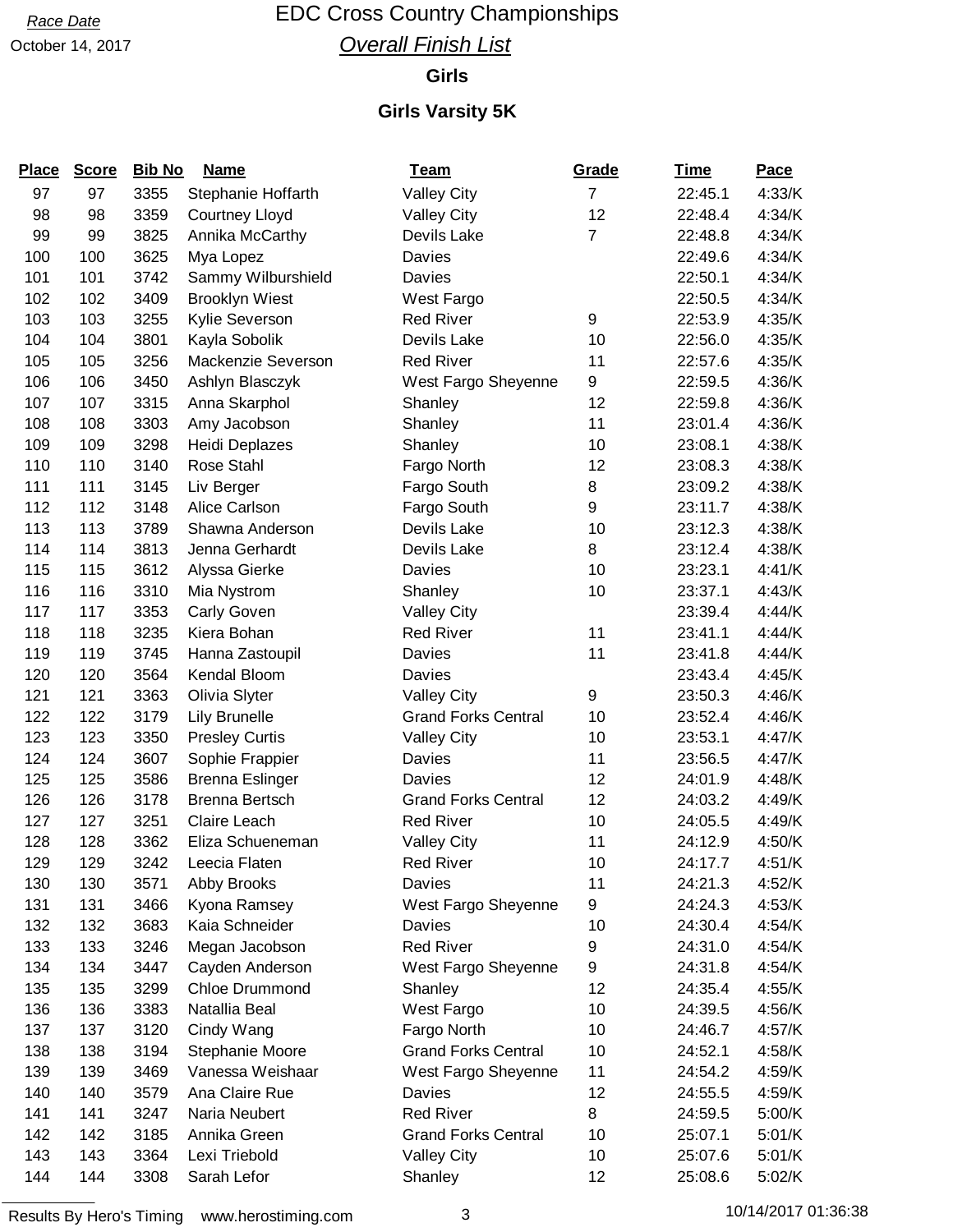Race Date

October 14, 2017

# EDC Cross Country Championships

## *Overall Finish List*

### Girls

### Girls Varsity 5K

| Place | Score | Bib No | Name | Team | Grade | Time | Pace |
|---|---|---|---|---|---|---|---|
| 97 | 97 | 3355 | Stephanie Hoffarth | Valley City | 7 | 22:45.1 | 4:33/K |
| 98 | 98 | 3359 | Courtney Lloyd | Valley City | 12 | 22:48.4 | 4:34/K |
| 99 | 99 | 3825 | Annika McCarthy | Devils Lake | 7 | 22:48.8 | 4:34/K |
| 100 | 100 | 3625 | Mya Lopez | Davies | | 22:49.6 | 4:34/K |
| 101 | 101 | 3742 | Sammy Wilburshield | Davies | | 22:50.1 | 4:34/K |
| 102 | 102 | 3409 | Brooklyn Wiest | West Fargo | | 22:50.5 | 4:34/K |
| 103 | 103 | 3255 | Kylie Severson | Red River | 9 | 22:53.9 | 4:35/K |
| 104 | 104 | 3801 | Kayla Sobolik | Devils Lake | 10 | 22:56.0 | 4:35/K |
| 105 | 105 | 3256 | Mackenzie Severson | Red River | 11 | 22:57.6 | 4:35/K |
| 106 | 106 | 3450 | Ashlyn Blasczyk | West Fargo Sheyenne | 9 | 22:59.5 | 4:36/K |
| 107 | 107 | 3315 | Anna Skarphol | Shanley | 12 | 22:59.8 | 4:36/K |
| 108 | 108 | 3303 | Amy Jacobson | Shanley | 11 | 23:01.4 | 4:36/K |
| 109 | 109 | 3298 | Heidi Deplazes | Shanley | 10 | 23:08.1 | 4:38/K |
| 110 | 110 | 3140 | Rose Stahl | Fargo North | 12 | 23:08.3 | 4:38/K |
| 111 | 111 | 3145 | Liv Berger | Fargo South | 8 | 23:09.2 | 4:38/K |
| 112 | 112 | 3148 | Alice Carlson | Fargo South | 9 | 23:11.7 | 4:38/K |
| 113 | 113 | 3789 | Shawna Anderson | Devils Lake | 10 | 23:12.3 | 4:38/K |
| 114 | 114 | 3813 | Jenna Gerhardt | Devils Lake | 8 | 23:12.4 | 4:38/K |
| 115 | 115 | 3612 | Alyssa Gierke | Davies | 10 | 23:23.1 | 4:41/K |
| 116 | 116 | 3310 | Mia Nystrom | Shanley | 10 | 23:37.1 | 4:43/K |
| 117 | 117 | 3353 | Carly Goven | Valley City | | 23:39.4 | 4:44/K |
| 118 | 118 | 3235 | Kiera Bohan | Red River | 11 | 23:41.1 | 4:44/K |
| 119 | 119 | 3745 | Hanna Zastoupil | Davies | 11 | 23:41.8 | 4:44/K |
| 120 | 120 | 3564 | Kendal Bloom | Davies | | 23:43.4 | 4:45/K |
| 121 | 121 | 3363 | Olivia Slyter | Valley City | 9 | 23:50.3 | 4:46/K |
| 122 | 122 | 3179 | Lily Brunelle | Grand Forks Central | 10 | 23:52.4 | 4:46/K |
| 123 | 123 | 3350 | Presley Curtis | Valley City | 10 | 23:53.1 | 4:47/K |
| 124 | 124 | 3607 | Sophie Frappier | Davies | 11 | 23:56.5 | 4:47/K |
| 125 | 125 | 3586 | Brenna Eslinger | Davies | 12 | 24:01.9 | 4:48/K |
| 126 | 126 | 3178 | Brenna Bertsch | Grand Forks Central | 12 | 24:03.2 | 4:49/K |
| 127 | 127 | 3251 | Claire Leach | Red River | 10 | 24:05.5 | 4:49/K |
| 128 | 128 | 3362 | Eliza Schueneman | Valley City | 11 | 24:12.9 | 4:50/K |
| 129 | 129 | 3242 | Leecia Flaten | Red River | 10 | 24:17.7 | 4:51/K |
| 130 | 130 | 3571 | Abby Brooks | Davies | 11 | 24:21.3 | 4:52/K |
| 131 | 131 | 3466 | Kyona Ramsey | West Fargo Sheyenne | 9 | 24:24.3 | 4:53/K |
| 132 | 132 | 3683 | Kaia Schneider | Davies | 10 | 24:30.4 | 4:54/K |
| 133 | 133 | 3246 | Megan Jacobson | Red River | 9 | 24:31.0 | 4:54/K |
| 134 | 134 | 3447 | Cayden Anderson | West Fargo Sheyenne | 9 | 24:31.8 | 4:54/K |
| 135 | 135 | 3299 | Chloe Drummond | Shanley | 12 | 24:35.4 | 4:55/K |
| 136 | 136 | 3383 | Natallia Beal | West Fargo | 10 | 24:39.5 | 4:56/K |
| 137 | 137 | 3120 | Cindy Wang | Fargo North | 10 | 24:46.7 | 4:57/K |
| 138 | 138 | 3194 | Stephanie Moore | Grand Forks Central | 10 | 24:52.1 | 4:58/K |
| 139 | 139 | 3469 | Vanessa Weishaar | West Fargo Sheyenne | 11 | 24:54.2 | 4:59/K |
| 140 | 140 | 3579 | Ana Claire Rue | Davies | 12 | 24:55.5 | 4:59/K |
| 141 | 141 | 3247 | Naria Neubert | Red River | 8 | 24:59.5 | 5:00/K |
| 142 | 142 | 3185 | Annika Green | Grand Forks Central | 10 | 25:07.1 | 5:01/K |
| 143 | 143 | 3364 | Lexi Triebold | Valley City | 10 | 25:07.6 | 5:01/K |
| 144 | 144 | 3308 | Sarah Lefor | Shanley | 12 | 25:08.6 | 5:02/K |

Results By Hero's Timing www.herostiming.com 10/14/2017 01:36:38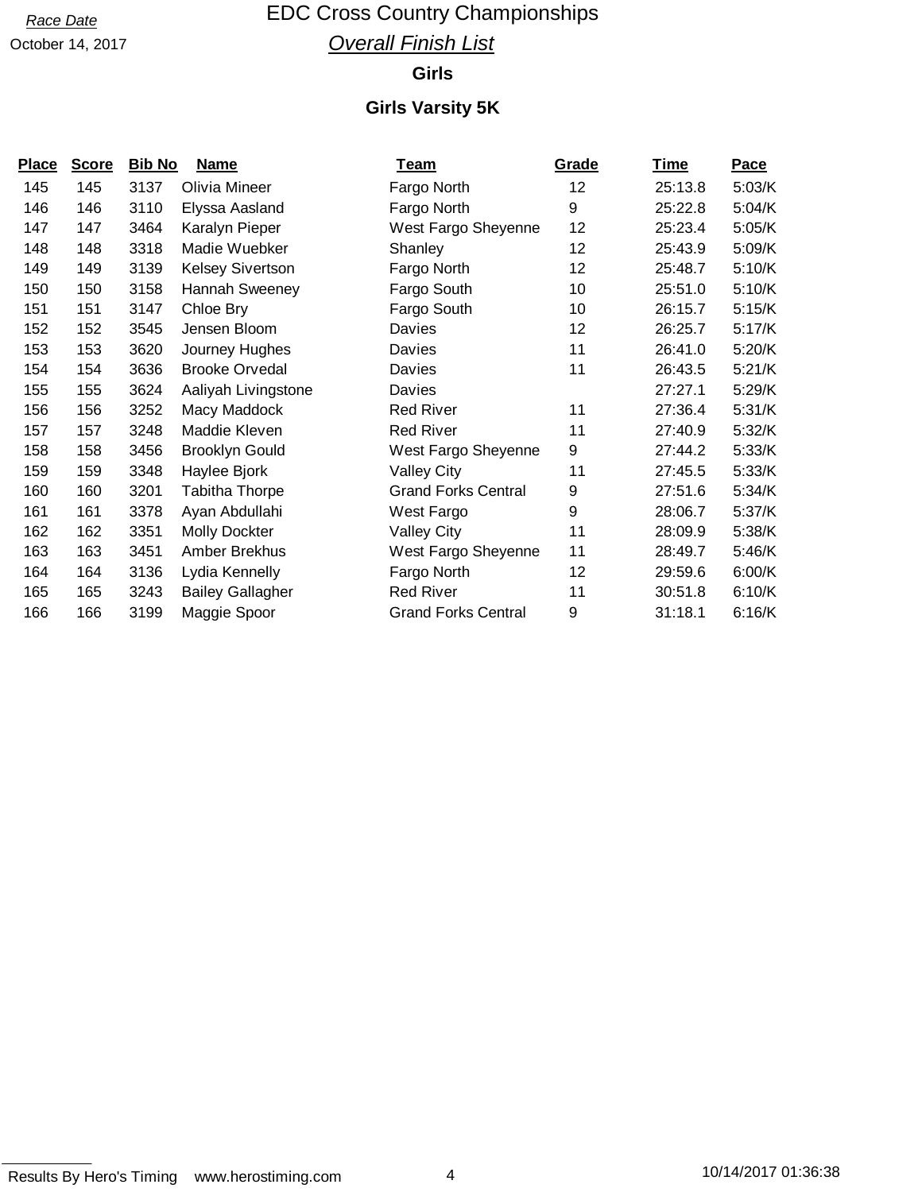*Race Date*

October 14, 2017

# EDC Cross Country Championships

## *Overall Finish List*

### Girls

### Girls Varsity 5K

| Place | Score | Bib No | Name | Team | Grade | Time | Pace |
|---|---|---|---|---|---|---|---|
| 145 | 145 | 3137 | Olivia Mineer | Fargo North | 12 | 25:13.8 | 5:03/K |
| 146 | 146 | 3110 | Elyssa Aasland | Fargo North | 9 | 25:22.8 | 5:04/K |
| 147 | 147 | 3464 | Karalyn Pieper | West Fargo Sheyenne | 12 | 25:23.4 | 5:05/K |
| 148 | 148 | 3318 | Madie Wuebker | Shanley | 12 | 25:43.9 | 5:09/K |
| 149 | 149 | 3139 | Kelsey Sivertson | Fargo North | 12 | 25:48.7 | 5:10/K |
| 150 | 150 | 3158 | Hannah Sweeney | Fargo South | 10 | 25:51.0 | 5:10/K |
| 151 | 151 | 3147 | Chloe Bry | Fargo South | 10 | 26:15.7 | 5:15/K |
| 152 | 152 | 3545 | Jensen Bloom | Davies | 12 | 26:25.7 | 5:17/K |
| 153 | 153 | 3620 | Journey Hughes | Davies | 11 | 26:41.0 | 5:20/K |
| 154 | 154 | 3636 | Brooke Orvedal | Davies | 11 | 26:43.5 | 5:21/K |
| 155 | 155 | 3624 | Aaliyah Livingstone | Davies | | 27:27.1 | 5:29/K |
| 156 | 156 | 3252 | Macy Maddock | Red River | 11 | 27:36.4 | 5:31/K |
| 157 | 157 | 3248 | Maddie Kleven | Red River | 11 | 27:40.9 | 5:32/K |
| 158 | 158 | 3456 | Brooklyn Gould | West Fargo Sheyenne | 9 | 27:44.2 | 5:33/K |
| 159 | 159 | 3348 | Haylee Bjork | Valley City | 11 | 27:45.5 | 5:33/K |
| 160 | 160 | 3201 | Tabitha Thorpe | Grand Forks Central | 9 | 27:51.6 | 5:34/K |
| 161 | 161 | 3378 | Ayan Abdullahi | West Fargo | 9 | 28:06.7 | 5:37/K |
| 162 | 162 | 3351 | Molly Dockter | Valley City | 11 | 28:09.9 | 5:38/K |
| 163 | 163 | 3451 | Amber Brekhus | West Fargo Sheyenne | 11 | 28:49.7 | 5:46/K |
| 164 | 164 | 3136 | Lydia Kennelly | Fargo North | 12 | 29:59.6 | 6:00/K |
| 165 | 165 | 3243 | Bailey Gallagher | Red River | 11 | 30:51.8 | 6:10/K |
| 166 | 166 | 3199 | Maggie Spoor | Grand Forks Central | 9 | 31:18.1 | 6:16/K |

Results By Hero's Timing www.herostiming.com 10/14/2017 01:36:38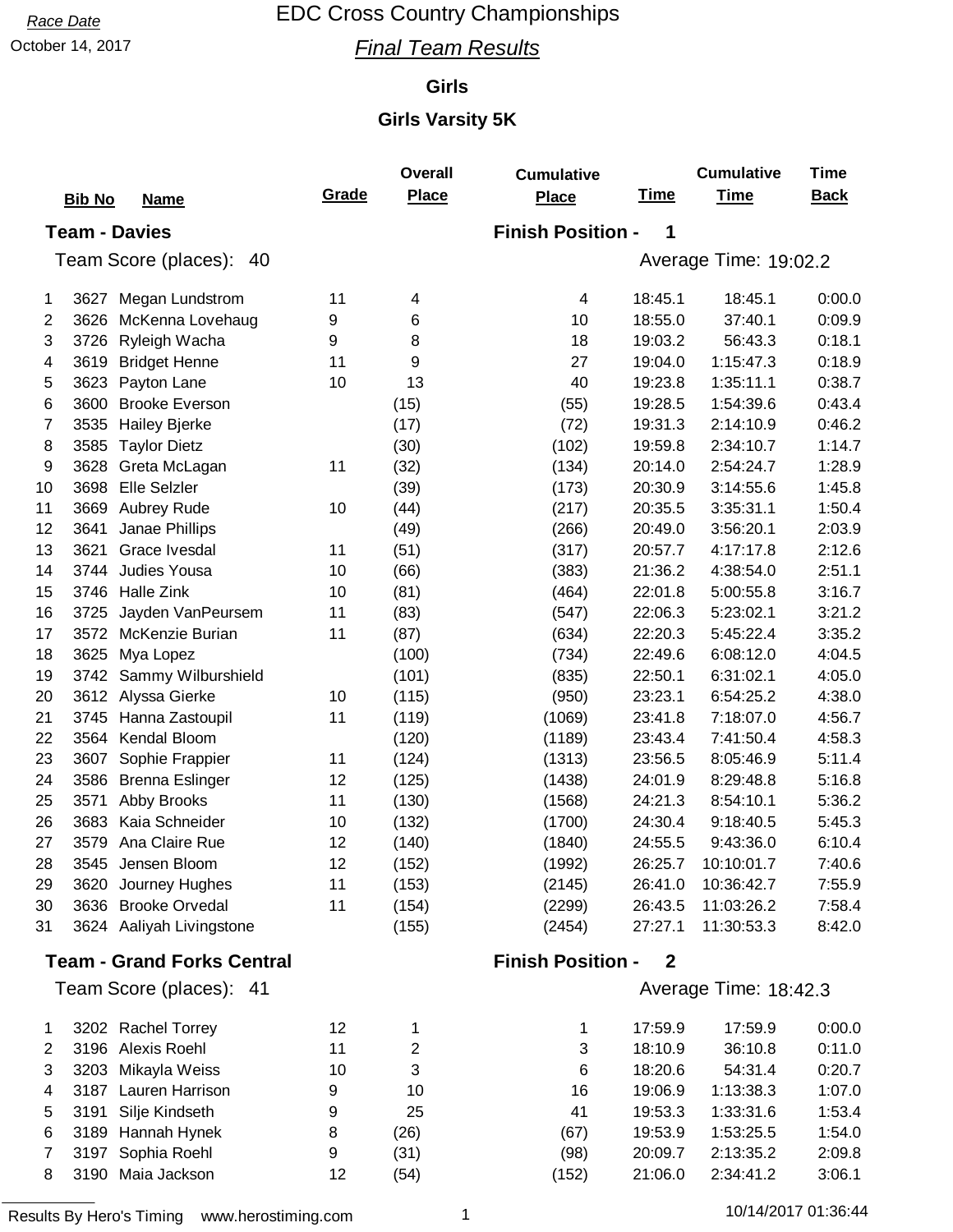Race Date

October 14, 2017

# EDC Cross Country Championships

## *Final Team Results*

### Girls

### Girls Varsity 5K

**Team - Davies** — Finish Position - 1

Team Score (places): 40 — Average Time: 19:02.2

| | Bib No | Name | Grade | Overall Place | Cumulative Place | Time | Cumulative Time | Time Back |
|---|---|---|---|---|---|---|---|---|
| 1 | 3627 | Megan Lundstrom | 11 | 4 | 4 | 18:45.1 | 18:45.1 | 0:00.0 |
| 2 | 3626 | McKenna Lovehaug | 9 | 6 | 10 | 18:55.0 | 37:40.1 | 0:09.9 |
| 3 | 3726 | Ryleigh Wacha | 9 | 8 | 18 | 19:03.2 | 56:43.3 | 0:18.1 |
| 4 | 3619 | Bridget Henne | 11 | 9 | 27 | 19:04.0 | 1:15:47.3 | 0:18.9 |
| 5 | 3623 | Payton Lane | 10 | 13 | 40 | 19:23.8 | 1:35:11.1 | 0:38.7 |
| 6 | 3600 | Brooke Everson | | (15) | (55) | 19:28.5 | 1:54:39.6 | 0:43.4 |
| 7 | 3535 | Hailey Bjerke | | (17) | (72) | 19:31.3 | 2:14:10.9 | 0:46.2 |
| 8 | 3585 | Taylor Dietz | | (30) | (102) | 19:59.8 | 2:34:10.7 | 1:14.7 |
| 9 | 3628 | Greta McLagan | 11 | (32) | (134) | 20:14.0 | 2:54:24.7 | 1:28.9 |
| 10 | 3698 | Elle Selzler | | (39) | (173) | 20:30.9 | 3:14:55.6 | 1:45.8 |
| 11 | 3669 | Aubrey Rude | 10 | (44) | (217) | 20:35.5 | 3:35:31.1 | 1:50.4 |
| 12 | 3641 | Janae Phillips | | (49) | (266) | 20:49.0 | 3:56:20.1 | 2:03.9 |
| 13 | 3621 | Grace Ivesdal | 11 | (51) | (317) | 20:57.7 | 4:17:17.8 | 2:12.6 |
| 14 | 3744 | Judies Yousa | 10 | (66) | (383) | 21:36.2 | 4:38:54.0 | 2:51.1 |
| 15 | 3746 | Halle Zink | 10 | (81) | (464) | 22:01.8 | 5:00:55.8 | 3:16.7 |
| 16 | 3725 | Jayden VanPeursem | 11 | (83) | (547) | 22:06.3 | 5:23:02.1 | 3:21.2 |
| 17 | 3572 | McKenzie Burian | 11 | (87) | (634) | 22:20.3 | 5:45:22.4 | 3:35.2 |
| 18 | 3625 | Mya Lopez | | (100) | (734) | 22:49.6 | 6:08:12.0 | 4:04.5 |
| 19 | 3742 | Sammy Wilburshield | | (101) | (835) | 22:50.1 | 6:31:02.1 | 4:05.0 |
| 20 | 3612 | Alyssa Gierke | 10 | (115) | (950) | 23:23.1 | 6:54:25.2 | 4:38.0 |
| 21 | 3745 | Hanna Zastoupil | 11 | (119) | (1069) | 23:41.8 | 7:18:07.0 | 4:56.7 |
| 22 | 3564 | Kendal Bloom | | (120) | (1189) | 23:43.4 | 7:41:50.4 | 4:58.3 |
| 23 | 3607 | Sophie Frappier | 11 | (124) | (1313) | 23:56.5 | 8:05:46.9 | 5:11.4 |
| 24 | 3586 | Brenna Eslinger | 12 | (125) | (1438) | 24:01.9 | 8:29:48.8 | 5:16.8 |
| 25 | 3571 | Abby Brooks | 11 | (130) | (1568) | 24:21.3 | 8:54:10.1 | 5:36.2 |
| 26 | 3683 | Kaia Schneider | 10 | (132) | (1700) | 24:30.4 | 9:18:40.5 | 5:45.3 |
| 27 | 3579 | Ana Claire Rue | 12 | (140) | (1840) | 24:55.5 | 9:43:36.0 | 6:10.4 |
| 28 | 3545 | Jensen Bloom | 12 | (152) | (1992) | 26:25.7 | 10:10:01.7 | 7:40.6 |
| 29 | 3620 | Journey Hughes | 11 | (153) | (2145) | 26:41.0 | 10:36:42.7 | 7:55.9 |
| 30 | 3636 | Brooke Orvedal | 11 | (154) | (2299) | 26:43.5 | 11:03:26.2 | 7:58.4 |
| 31 | 3624 | Aaliyah Livingstone | | (155) | (2454) | 27:27.1 | 11:30:53.3 | 8:42.0 |

**Team - Grand Forks Central** — Finish Position - 2

Team Score (places): 41 — Average Time: 18:42.3

| | Bib No | Name | Grade | Overall Place | Cumulative Place | Time | Cumulative Time | Time Back |
|---|---|---|---|---|---|---|---|---|
| 1 | 3202 | Rachel Torrey | 12 | 1 | 1 | 17:59.9 | 17:59.9 | 0:00.0 |
| 2 | 3196 | Alexis Roehl | 11 | 2 | 3 | 18:10.9 | 36:10.8 | 0:11.0 |
| 3 | 3203 | Mikayla Weiss | 10 | 3 | 6 | 18:20.6 | 54:31.4 | 0:20.7 |
| 4 | 3187 | Lauren Harrison | 9 | 10 | 16 | 19:06.9 | 1:13:38.3 | 1:07.0 |
| 5 | 3191 | Silje Kindseth | 9 | 25 | 41 | 19:53.3 | 1:33:31.6 | 1:53.4 |
| 6 | 3189 | Hannah Hynek | 8 | (26) | (67) | 19:53.9 | 1:53:25.5 | 1:54.0 |
| 7 | 3197 | Sophia Roehl | 9 | (31) | (98) | 20:09.7 | 2:13:35.2 | 2:09.8 |
| 8 | 3190 | Maia Jackson | 12 | (54) | (152) | 21:06.0 | 2:34:41.2 | 3:06.1 |

Results By Hero's Timing www.herostiming.com — 10/14/2017 01:36:44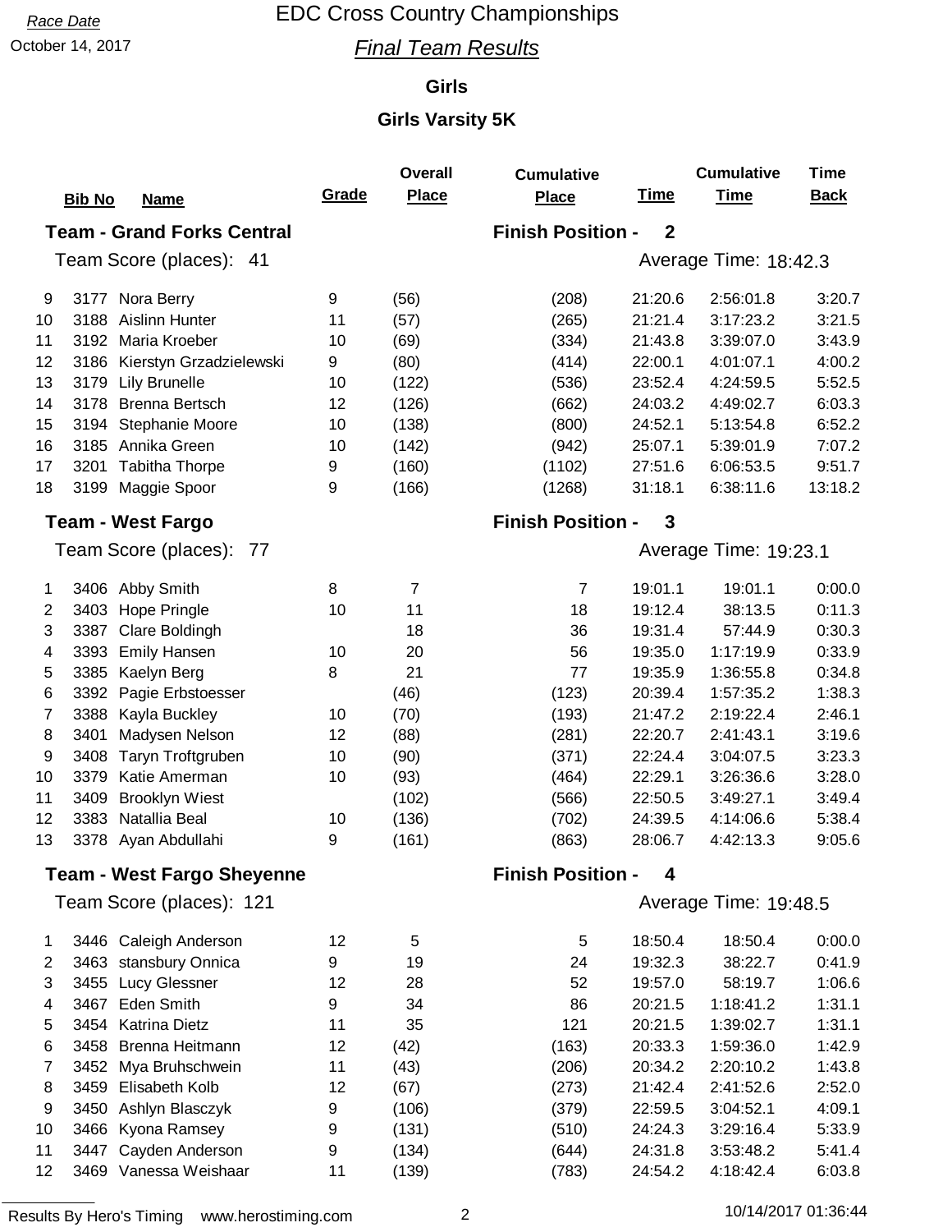Race Date

October 14, 2017

# EDC Cross Country Championships

## *Final Team Results*

### Girls

### Girls Varsity 5K

| | Bib No | Name | Grade | Overall Place | Cumulative Place | Time | Cumulative Time | Time Back |
|---|---|---|---|---|---|---|---|---|
| **Team - Grand Forks Central** | | | | | **Finish Position - 2** | | | |
| Team Score (places): 41 | | | | | | Average Time: 18:42.3 | | |
| 9 | 3177 | Nora Berry | 9 | (56) | (208) | 21:20.6 | 2:56:01.8 | 3:20.7 |
| 10 | 3188 | Aislinn Hunter | 11 | (57) | (265) | 21:21.4 | 3:17:23.2 | 3:21.5 |
| 11 | 3192 | Maria Kroeber | 10 | (69) | (334) | 21:43.8 | 3:39:07.0 | 3:43.9 |
| 12 | 3186 | Kierstyn Grzadzielewski | 9 | (80) | (414) | 22:00.1 | 4:01:07.1 | 4:00.2 |
| 13 | 3179 | Lily Brunelle | 10 | (122) | (536) | 23:52.4 | 4:24:59.5 | 5:52.5 |
| 14 | 3178 | Brenna Bertsch | 12 | (126) | (662) | 24:03.2 | 4:49:02.7 | 6:03.3 |
| 15 | 3194 | Stephanie Moore | 10 | (138) | (800) | 24:52.1 | 5:13:54.8 | 6:52.2 |
| 16 | 3185 | Annika Green | 10 | (142) | (942) | 25:07.1 | 5:39:01.9 | 7:07.2 |
| 17 | 3201 | Tabitha Thorpe | 9 | (160) | (1102) | 27:51.6 | 6:06:53.5 | 9:51.7 |
| 18 | 3199 | Maggie Spoor | 9 | (166) | (1268) | 31:18.1 | 6:38:11.6 | 13:18.2 |
| **Team - West Fargo** | | | | | **Finish Position - 3** | | | |
| Team Score (places): 77 | | | | | | Average Time: 19:23.1 | | |
| 1 | 3406 | Abby Smith | 8 | 7 | 7 | 19:01.1 | 19:01.1 | 0:00.0 |
| 2 | 3403 | Hope Pringle | 10 | 11 | 18 | 19:12.4 | 38:13.5 | 0:11.3 |
| 3 | 3387 | Clare Boldingh | | 18 | 36 | 19:31.4 | 57:44.9 | 0:30.3 |
| 4 | 3393 | Emily Hansen | 10 | 20 | 56 | 19:35.0 | 1:17:19.9 | 0:33.9 |
| 5 | 3385 | Kaelyn Berg | 8 | 21 | 77 | 19:35.9 | 1:36:55.8 | 0:34.8 |
| 6 | 3392 | Pagie Erbstoesser | | (46) | (123) | 20:39.4 | 1:57:35.2 | 1:38.3 |
| 7 | 3388 | Kayla Buckley | 10 | (70) | (193) | 21:47.2 | 2:19:22.4 | 2:46.1 |
| 8 | 3401 | Madysen Nelson | 12 | (88) | (281) | 22:20.7 | 2:41:43.1 | 3:19.6 |
| 9 | 3408 | Taryn Troftgruben | 10 | (90) | (371) | 22:24.4 | 3:04:07.5 | 3:23.3 |
| 10 | 3379 | Katie Amerman | 10 | (93) | (464) | 22:29.1 | 3:26:36.6 | 3:28.0 |
| 11 | 3409 | Brooklyn Wiest | | (102) | (566) | 22:50.5 | 3:49:27.1 | 3:49.4 |
| 12 | 3383 | Natallia Beal | 10 | (136) | (702) | 24:39.5 | 4:14:06.6 | 5:38.4 |
| 13 | 3378 | Ayan Abdullahi | 9 | (161) | (863) | 28:06.7 | 4:42:13.3 | 9:05.6 |
| **Team - West Fargo Sheyenne** | | | | | **Finish Position - 4** | | | |
| Team Score (places): 121 | | | | | | Average Time: 19:48.5 | | |
| 1 | 3446 | Caleigh Anderson | 12 | 5 | 5 | 18:50.4 | 18:50.4 | 0:00.0 |
| 2 | 3463 | stansbury Onnica | 9 | 19 | 24 | 19:32.3 | 38:22.7 | 0:41.9 |
| 3 | 3455 | Lucy Glessner | 12 | 28 | 52 | 19:57.0 | 58:19.7 | 1:06.6 |
| 4 | 3467 | Eden Smith | 9 | 34 | 86 | 20:21.5 | 1:18:41.2 | 1:31.1 |
| 5 | 3454 | Katrina Dietz | 11 | 35 | 121 | 20:21.5 | 1:39:02.7 | 1:31.1 |
| 6 | 3458 | Brenna Heitmann | 12 | (42) | (163) | 20:33.3 | 1:59:36.0 | 1:42.9 |
| 7 | 3452 | Mya Bruhschwein | 11 | (43) | (206) | 20:34.2 | 2:20:10.2 | 1:43.8 |
| 8 | 3459 | Elisabeth Kolb | 12 | (67) | (273) | 21:42.4 | 2:41:52.6 | 2:52.0 |
| 9 | 3450 | Ashlyn Blasczyk | 9 | (106) | (379) | 22:59.5 | 3:04:52.1 | 4:09.1 |
| 10 | 3466 | Kyona Ramsey | 9 | (131) | (510) | 24:24.3 | 3:29:16.4 | 5:33.9 |
| 11 | 3447 | Cayden Anderson | 9 | (134) | (644) | 24:31.8 | 3:53:48.2 | 5:41.4 |
| 12 | 3469 | Vanessa Weishaar | 11 | (139) | (783) | 24:54.2 | 4:18:42.4 | 6:03.8 |

Results By Hero's Timing www.herostiming.com

10/14/2017 01:36:44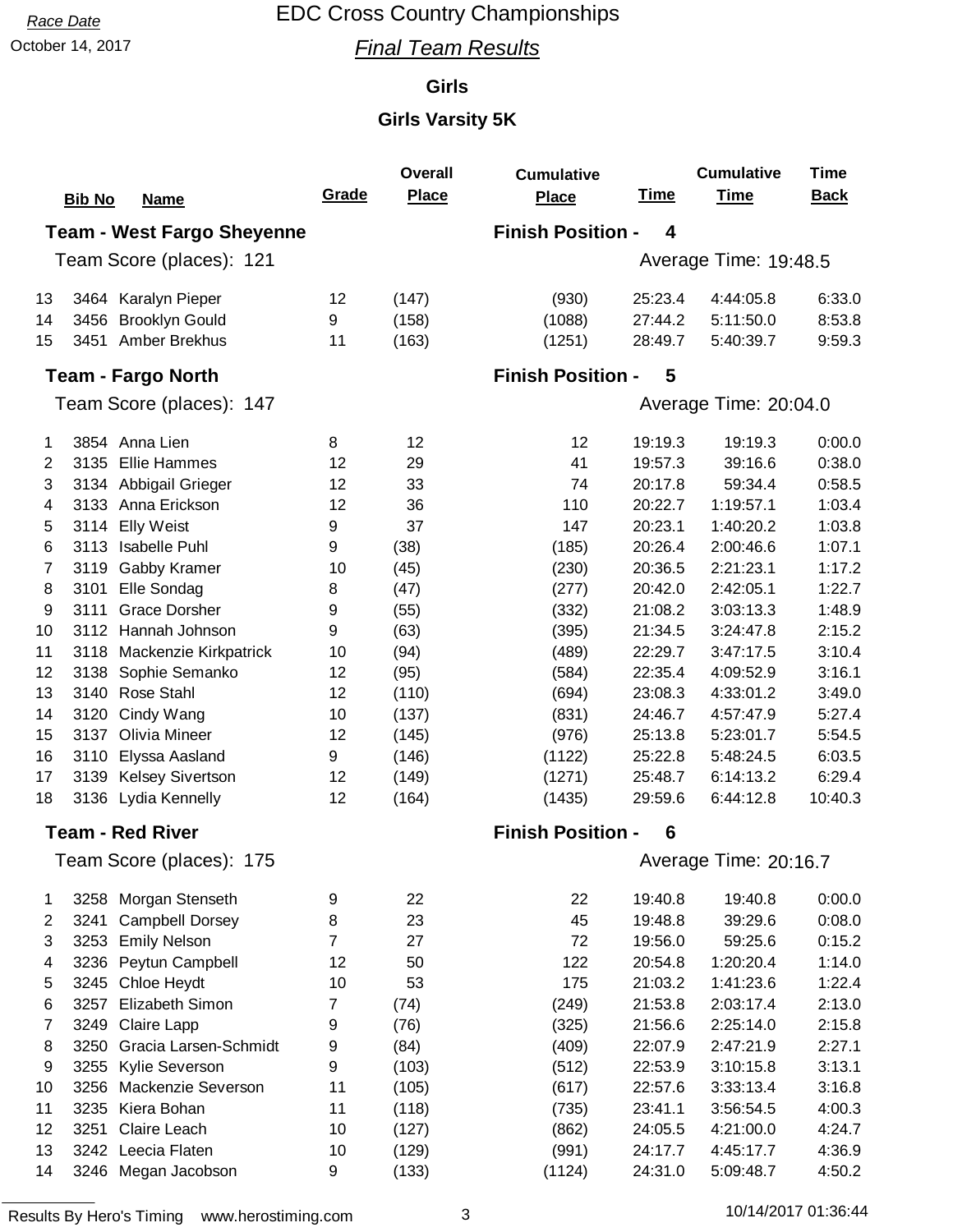Race Date

October 14, 2017

# EDC Cross Country Championships

## *Final Team Results*

### Girls

### Girls Varsity 5K

| | Bib No | Name | Grade | Overall Place | Cumulative Place | Time | Cumulative Time | Time Back |
|---|---|---|---|---|---|---|---|---|
| **Team - West Fargo Sheyenne** | | | | | **Finish Position - 4** | | | |
| Team Score (places): 121 | | | | | | Average Time: 19:48.5 | | |
| 13 | 3464 | Karalyn Pieper | 12 | (147) | (930) | 25:23.4 | 4:44:05.8 | 6:33.0 |
| 14 | 3456 | Brooklyn Gould | 9 | (158) | (1088) | 27:44.2 | 5:11:50.0 | 8:53.8 |
| 15 | 3451 | Amber Brekhus | 11 | (163) | (1251) | 28:49.7 | 5:40:39.7 | 9:59.3 |
| **Team - Fargo North** | | | | | **Finish Position - 5** | | | |
| Team Score (places): 147 | | | | | | Average Time: 20:04.0 | | |
| 1 | 3854 | Anna Lien | 8 | 12 | 12 | 19:19.3 | 19:19.3 | 0:00.0 |
| 2 | 3135 | Ellie Hammes | 12 | 29 | 41 | 19:57.3 | 39:16.6 | 0:38.0 |
| 3 | 3134 | Abbigail Grieger | 12 | 33 | 74 | 20:17.8 | 59:34.4 | 0:58.5 |
| 4 | 3133 | Anna Erickson | 12 | 36 | 110 | 20:22.7 | 1:19:57.1 | 1:03.4 |
| 5 | 3114 | Elly Weist | 9 | 37 | 147 | 20:23.1 | 1:40:20.2 | 1:03.8 |
| 6 | 3113 | Isabelle Puhl | 9 | (38) | (185) | 20:26.4 | 2:00:46.6 | 1:07.1 |
| 7 | 3119 | Gabby Kramer | 10 | (45) | (230) | 20:36.5 | 2:21:23.1 | 1:17.2 |
| 8 | 3101 | Elle Sondag | 8 | (47) | (277) | 20:42.0 | 2:42:05.1 | 1:22.7 |
| 9 | 3111 | Grace Dorsher | 9 | (55) | (332) | 21:08.2 | 3:03:13.3 | 1:48.9 |
| 10 | 3112 | Hannah Johnson | 9 | (63) | (395) | 21:34.5 | 3:24:47.8 | 2:15.2 |
| 11 | 3118 | Mackenzie Kirkpatrick | 10 | (94) | (489) | 22:29.7 | 3:47:17.5 | 3:10.4 |
| 12 | 3138 | Sophie Semanko | 12 | (95) | (584) | 22:35.4 | 4:09:52.9 | 3:16.1 |
| 13 | 3140 | Rose Stahl | 12 | (110) | (694) | 23:08.3 | 4:33:01.2 | 3:49.0 |
| 14 | 3120 | Cindy Wang | 10 | (137) | (831) | 24:46.7 | 4:57:47.9 | 5:27.4 |
| 15 | 3137 | Olivia Mineer | 12 | (145) | (976) | 25:13.8 | 5:23:01.7 | 5:54.5 |
| 16 | 3110 | Elyssa Aasland | 9 | (146) | (1122) | 25:22.8 | 5:48:24.5 | 6:03.5 |
| 17 | 3139 | Kelsey Sivertson | 12 | (149) | (1271) | 25:48.7 | 6:14:13.2 | 6:29.4 |
| 18 | 3136 | Lydia Kennelly | 12 | (164) | (1435) | 29:59.6 | 6:44:12.8 | 10:40.3 |
| **Team - Red River** | | | | | **Finish Position - 6** | | | |
| Team Score (places): 175 | | | | | | Average Time: 20:16.7 | | |
| 1 | 3258 | Morgan Stenseth | 9 | 22 | 22 | 19:40.8 | 19:40.8 | 0:00.0 |
| 2 | 3241 | Campbell Dorsey | 8 | 23 | 45 | 19:48.8 | 39:29.6 | 0:08.0 |
| 3 | 3253 | Emily Nelson | 7 | 27 | 72 | 19:56.0 | 59:25.6 | 0:15.2 |
| 4 | 3236 | Peytun Campbell | 12 | 50 | 122 | 20:54.8 | 1:20:20.4 | 1:14.0 |
| 5 | 3245 | Chloe Heydt | 10 | 53 | 175 | 21:03.2 | 1:41:23.6 | 1:22.4 |
| 6 | 3257 | Elizabeth Simon | 7 | (74) | (249) | 21:53.8 | 2:03:17.4 | 2:13.0 |
| 7 | 3249 | Claire Lapp | 9 | (76) | (325) | 21:56.6 | 2:25:14.0 | 2:15.8 |
| 8 | 3250 | Gracia Larsen-Schmidt | 9 | (84) | (409) | 22:07.9 | 2:47:21.9 | 2:27.1 |
| 9 | 3255 | Kylie Severson | 9 | (103) | (512) | 22:53.9 | 3:10:15.8 | 3:13.1 |
| 10 | 3256 | Mackenzie Severson | 11 | (105) | (617) | 22:57.6 | 3:33:13.4 | 3:16.8 |
| 11 | 3235 | Kiera Bohan | 11 | (118) | (735) | 23:41.1 | 3:56:54.5 | 4:00.3 |
| 12 | 3251 | Claire Leach | 10 | (127) | (862) | 24:05.5 | 4:21:00.0 | 4:24.7 |
| 13 | 3242 | Leecia Flaten | 10 | (129) | (991) | 24:17.7 | 4:45:17.7 | 4:36.9 |
| 14 | 3246 | Megan Jacobson | 9 | (133) | (1124) | 24:31.0 | 5:09:48.7 | 4:50.2 |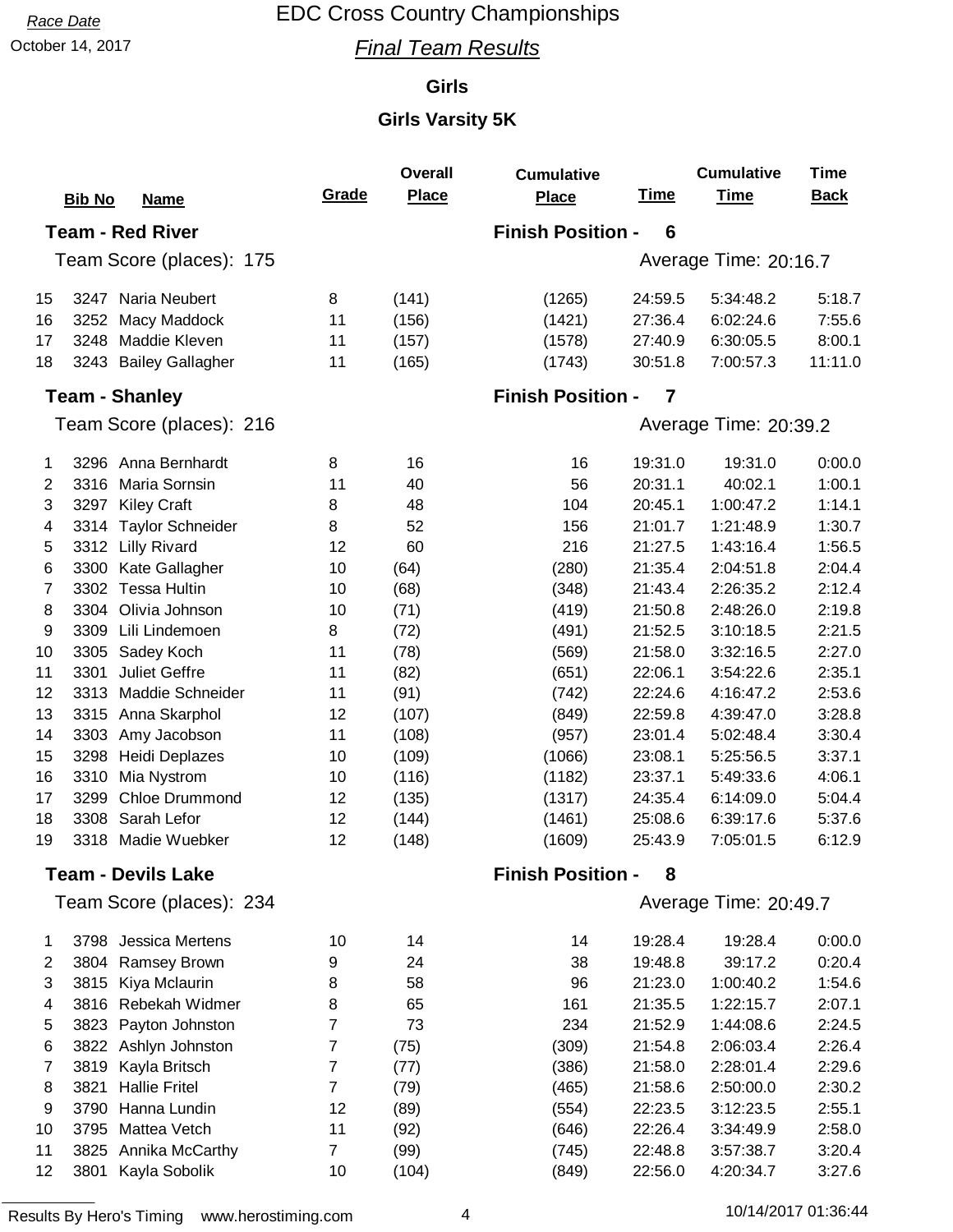Race Date

October 14, 2017

# EDC Cross Country Championships

## *Final Team Results*

### Girls

### Girls Varsity 5K

| | Bib No | Name | Grade | Overall Place | Cumulative Place | Time | Cumulative Time | Time Back |
|---|---|---|---|---|---|---|---|---|
| 15 | 3247 | Naria Neubert | 8 | (141) | (1265) | 24:59.5 | 5:34:48.2 | 5:18.7 |
| 16 | 3252 | Macy Maddock | 11 | (156) | (1421) | 27:36.4 | 6:02:24.6 | 7:55.6 |
| 17 | 3248 | Maddie Kleven | 11 | (157) | (1578) | 27:40.9 | 6:30:05.5 | 8:00.1 |
| 18 | 3243 | Bailey Gallagher | 11 | (165) | (1743) | 30:51.8 | 7:00:57.3 | 11:11.0 |

**Team - Red River** — Finish Position - 6

Team Score (places): 175 — Average Time: 20:16.7

**Team - Shanley** — Finish Position - 7

Team Score (places): 216 — Average Time: 20:39.2

| | Bib No | Name | Grade | Overall Place | Cumulative Place | Time | Cumulative Time | Time Back |
|---|---|---|---|---|---|---|---|---|
| 1 | 3296 | Anna Bernhardt | 8 | 16 | 16 | 19:31.0 | 19:31.0 | 0:00.0 |
| 2 | 3316 | Maria Sornsin | 11 | 40 | 56 | 20:31.1 | 40:02.1 | 1:00.1 |
| 3 | 3297 | Kiley Craft | 8 | 48 | 104 | 20:45.1 | 1:00:47.2 | 1:14.1 |
| 4 | 3314 | Taylor Schneider | 8 | 52 | 156 | 21:01.7 | 1:21:48.9 | 1:30.7 |
| 5 | 3312 | Lilly Rivard | 12 | 60 | 216 | 21:27.5 | 1:43:16.4 | 1:56.5 |
| 6 | 3300 | Kate Gallagher | 10 | (64) | (280) | 21:35.4 | 2:04:51.8 | 2:04.4 |
| 7 | 3302 | Tessa Hultin | 10 | (68) | (348) | 21:43.4 | 2:26:35.2 | 2:12.4 |
| 8 | 3304 | Olivia Johnson | 10 | (71) | (419) | 21:50.8 | 2:48:26.0 | 2:19.8 |
| 9 | 3309 | Lili Lindemoen | 8 | (72) | (491) | 21:52.5 | 3:10:18.5 | 2:21.5 |
| 10 | 3305 | Sadey Koch | 11 | (78) | (569) | 21:58.0 | 3:32:16.5 | 2:27.0 |
| 11 | 3301 | Juliet Geffre | 11 | (82) | (651) | 22:06.1 | 3:54:22.6 | 2:35.1 |
| 12 | 3313 | Maddie Schneider | 11 | (91) | (742) | 22:24.6 | 4:16:47.2 | 2:53.6 |
| 13 | 3315 | Anna Skarphol | 12 | (107) | (849) | 22:59.8 | 4:39:47.0 | 3:28.8 |
| 14 | 3303 | Amy Jacobson | 11 | (108) | (957) | 23:01.4 | 5:02:48.4 | 3:30.4 |
| 15 | 3298 | Heidi Deplazes | 10 | (109) | (1066) | 23:08.1 | 5:25:56.5 | 3:37.1 |
| 16 | 3310 | Mia Nystrom | 10 | (116) | (1182) | 23:37.1 | 5:49:33.6 | 4:06.1 |
| 17 | 3299 | Chloe Drummond | 12 | (135) | (1317) | 24:35.4 | 6:14:09.0 | 5:04.4 |
| 18 | 3308 | Sarah Lefor | 12 | (144) | (1461) | 25:08.6 | 6:39:17.6 | 5:37.6 |
| 19 | 3318 | Madie Wuebker | 12 | (148) | (1609) | 25:43.9 | 7:05:01.5 | 6:12.9 |

**Team - Devils Lake** — Finish Position - 8

Team Score (places): 234 — Average Time: 20:49.7

| | Bib No | Name | Grade | Overall Place | Cumulative Place | Time | Cumulative Time | Time Back |
|---|---|---|---|---|---|---|---|---|
| 1 | 3798 | Jessica Mertens | 10 | 14 | 14 | 19:28.4 | 19:28.4 | 0:00.0 |
| 2 | 3804 | Ramsey Brown | 9 | 24 | 38 | 19:48.8 | 39:17.2 | 0:20.4 |
| 3 | 3815 | Kiya Mclaurin | 8 | 58 | 96 | 21:23.0 | 1:00:40.2 | 1:54.6 |
| 4 | 3816 | Rebekah Widmer | 8 | 65 | 161 | 21:35.5 | 1:22:15.7 | 2:07.1 |
| 5 | 3823 | Payton Johnston | 7 | 73 | 234 | 21:52.9 | 1:44:08.6 | 2:24.5 |
| 6 | 3822 | Ashlyn Johnston | 7 | (75) | (309) | 21:54.8 | 2:06:03.4 | 2:26.4 |
| 7 | 3819 | Kayla Britsch | 7 | (77) | (386) | 21:58.0 | 2:28:01.4 | 2:29.6 |
| 8 | 3821 | Hallie Fritel | 7 | (79) | (465) | 21:58.6 | 2:50:00.0 | 2:30.2 |
| 9 | 3790 | Hanna Lundin | 12 | (89) | (554) | 22:23.5 | 3:12:23.5 | 2:55.1 |
| 10 | 3795 | Mattea Vetch | 11 | (92) | (646) | 22:26.4 | 3:34:49.9 | 2:58.0 |
| 11 | 3825 | Annika McCarthy | 7 | (99) | (745) | 22:48.8 | 3:57:38.7 | 3:20.4 |
| 12 | 3801 | Kayla Sobolik | 10 | (104) | (849) | 22:56.0 | 4:20:34.7 | 3:27.6 |

Results By Hero's Timing www.herostiming.com — 10/14/2017 01:36:44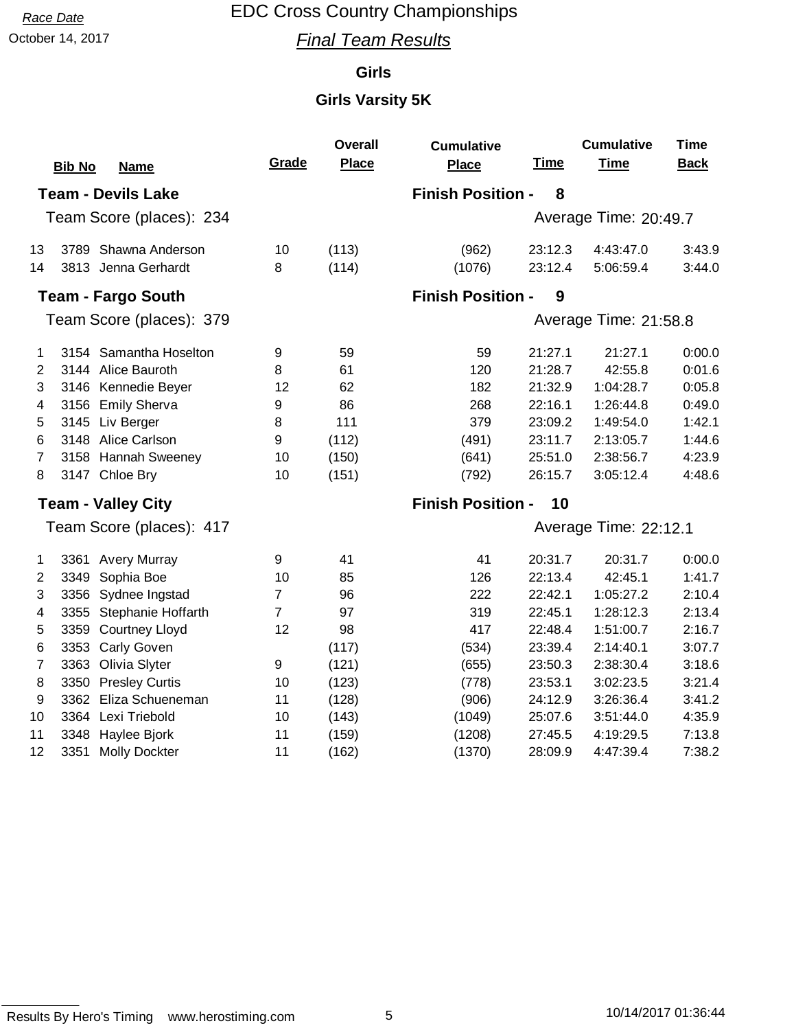Race Date

October 14, 2017

# EDC Cross Country Championships

## *Final Team Results*

### Girls

### Girls Varsity 5K

| | Bib No | Name | Grade | Overall Place | Cumulative Place | Time | Cumulative Time | Time Back |
|---|---|---|---|---|---|---|---|---|
| **Team - Devils Lake** | | | | | **Finish Position - 8** | | | |
| Team Score (places): 234 | | | | | Average Time: 20:49.7 | | | |
| 13 | 3789 | Shawna Anderson | 10 | (113) | (962) | 23:12.3 | 4:43:47.0 | 3:43.9 |
| 14 | 3813 | Jenna Gerhardt | 8 | (114) | (1076) | 23:12.4 | 5:06:59.4 | 3:44.0 |
| **Team - Fargo South** | | | | | **Finish Position - 9** | | | |
| Team Score (places): 379 | | | | | Average Time: 21:58.8 | | | |
| 1 | 3154 | Samantha Hoselton | 9 | 59 | 59 | 21:27.1 | 21:27.1 | 0:00.0 |
| 2 | 3144 | Alice Bauroth | 8 | 61 | 120 | 21:28.7 | 42:55.8 | 0:01.6 |
| 3 | 3146 | Kennedie Beyer | 12 | 62 | 182 | 21:32.9 | 1:04:28.7 | 0:05.8 |
| 4 | 3156 | Emily Sherva | 9 | 86 | 268 | 22:16.1 | 1:26:44.8 | 0:49.0 |
| 5 | 3145 | Liv Berger | 8 | 111 | 379 | 23:09.2 | 1:49:54.0 | 1:42.1 |
| 6 | 3148 | Alice Carlson | 9 | (112) | (491) | 23:11.7 | 2:13:05.7 | 1:44.6 |
| 7 | 3158 | Hannah Sweeney | 10 | (150) | (641) | 25:51.0 | 2:38:56.7 | 4:23.9 |
| 8 | 3147 | Chloe Bry | 10 | (151) | (792) | 26:15.7 | 3:05:12.4 | 4:48.6 |
| **Team - Valley City** | | | | | **Finish Position - 10** | | | |
| Team Score (places): 417 | | | | | Average Time: 22:12.1 | | | |
| 1 | 3361 | Avery Murray | 9 | 41 | 41 | 20:31.7 | 20:31.7 | 0:00.0 |
| 2 | 3349 | Sophia Boe | 10 | 85 | 126 | 22:13.4 | 42:45.1 | 1:41.7 |
| 3 | 3356 | Sydnee Ingstad | 7 | 96 | 222 | 22:42.1 | 1:05:27.2 | 2:10.4 |
| 4 | 3355 | Stephanie Hoffarth | 7 | 97 | 319 | 22:45.1 | 1:28:12.3 | 2:13.4 |
| 5 | 3359 | Courtney Lloyd | 12 | 98 | 417 | 22:48.4 | 1:51:00.7 | 2:16.7 |
| 6 | 3353 | Carly Goven | | (117) | (534) | 23:39.4 | 2:14:40.1 | 3:07.7 |
| 7 | 3363 | Olivia Slyter | 9 | (121) | (655) | 23:50.3 | 2:38:30.4 | 3:18.6 |
| 8 | 3350 | Presley Curtis | 10 | (123) | (778) | 23:53.1 | 3:02:23.5 | 3:21.4 |
| 9 | 3362 | Eliza Schueneman | 11 | (128) | (906) | 24:12.9 | 3:26:36.4 | 3:41.2 |
| 10 | 3364 | Lexi Triebold | 10 | (143) | (1049) | 25:07.6 | 3:51:44.0 | 4:35.9 |
| 11 | 3348 | Haylee Bjork | 11 | (159) | (1208) | 27:45.5 | 4:19:29.5 | 7:13.8 |
| 12 | 3351 | Molly Dockter | 11 | (162) | (1370) | 28:09.9 | 4:47:39.4 | 7:38.2 |

Results By Hero's Timing www.herostiming.com

10/14/2017 01:36:44